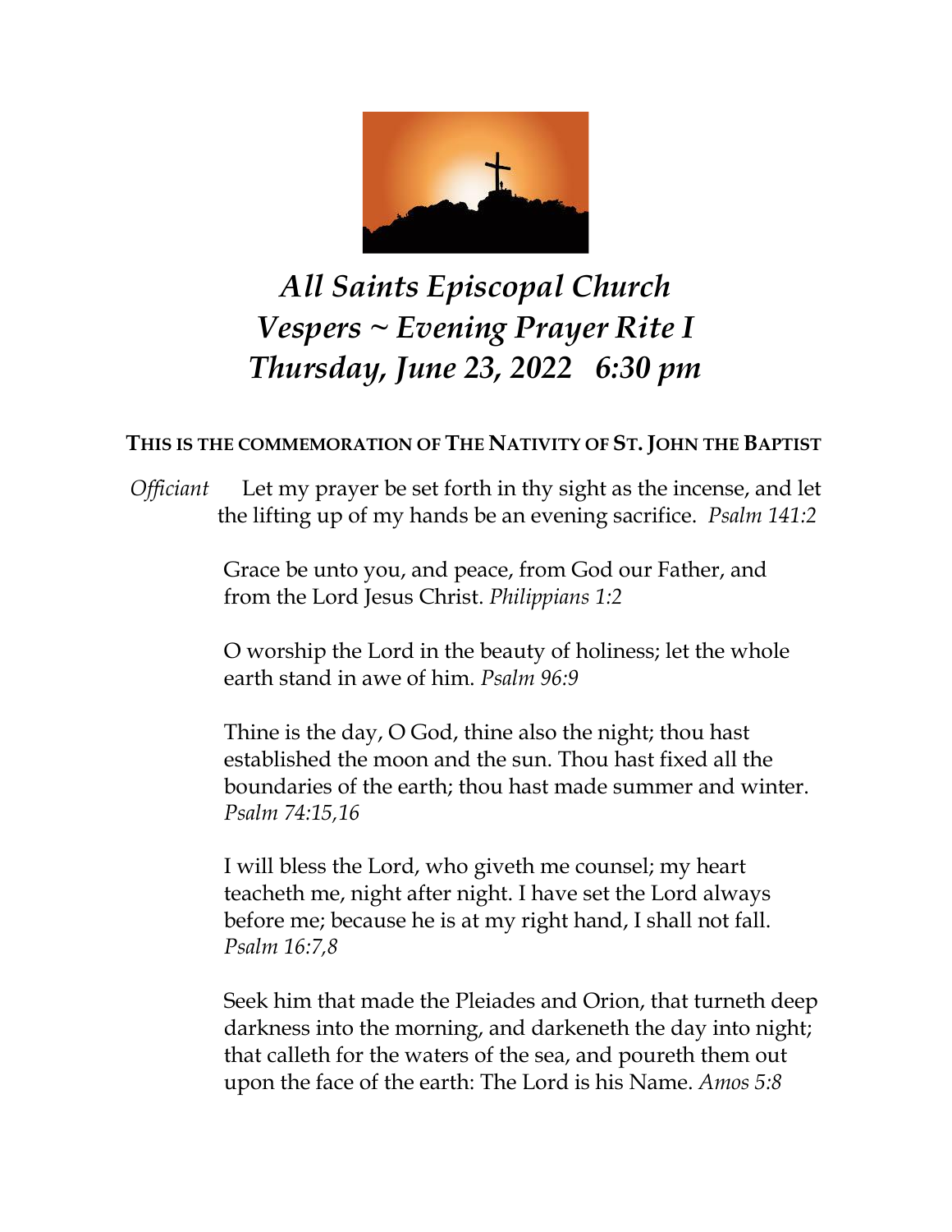# *All Saints Episcopal Church*
# *Vespers ~ Evening Prayer Rite I*
# *Thursday, June 23, 2022 6:30 pm*

**THIS IS THE COMMEMORATION OF THE NATIVITY OF ST. JOHN THE BAPTIST**

*Officiant* Let my prayer be set forth in thy sight as the incense, and let the lifting up of my hands be an evening sacrifice. *Psalm 141:2*

Grace be unto you, and peace, from God our Father, and from the Lord Jesus Christ. *Philippians 1:2*

O worship the Lord in the beauty of holiness; let the whole earth stand in awe of him. *Psalm 96:9*

Thine is the day, O God, thine also the night; thou hast established the moon and the sun. Thou hast fixed all the boundaries of the earth; thou hast made summer and winter. *Psalm 74:15,16*

I will bless the Lord, who giveth me counsel; my heart teacheth me, night after night. I have set the Lord always before me; because he is at my right hand, I shall not fall. *Psalm 16:7,8*

Seek him that made the Pleiades and Orion, that turneth deep darkness into the morning, and darkeneth the day into night; that calleth for the waters of the sea, and poureth them out upon the face of the earth: The Lord is his Name. *Amos 5:8*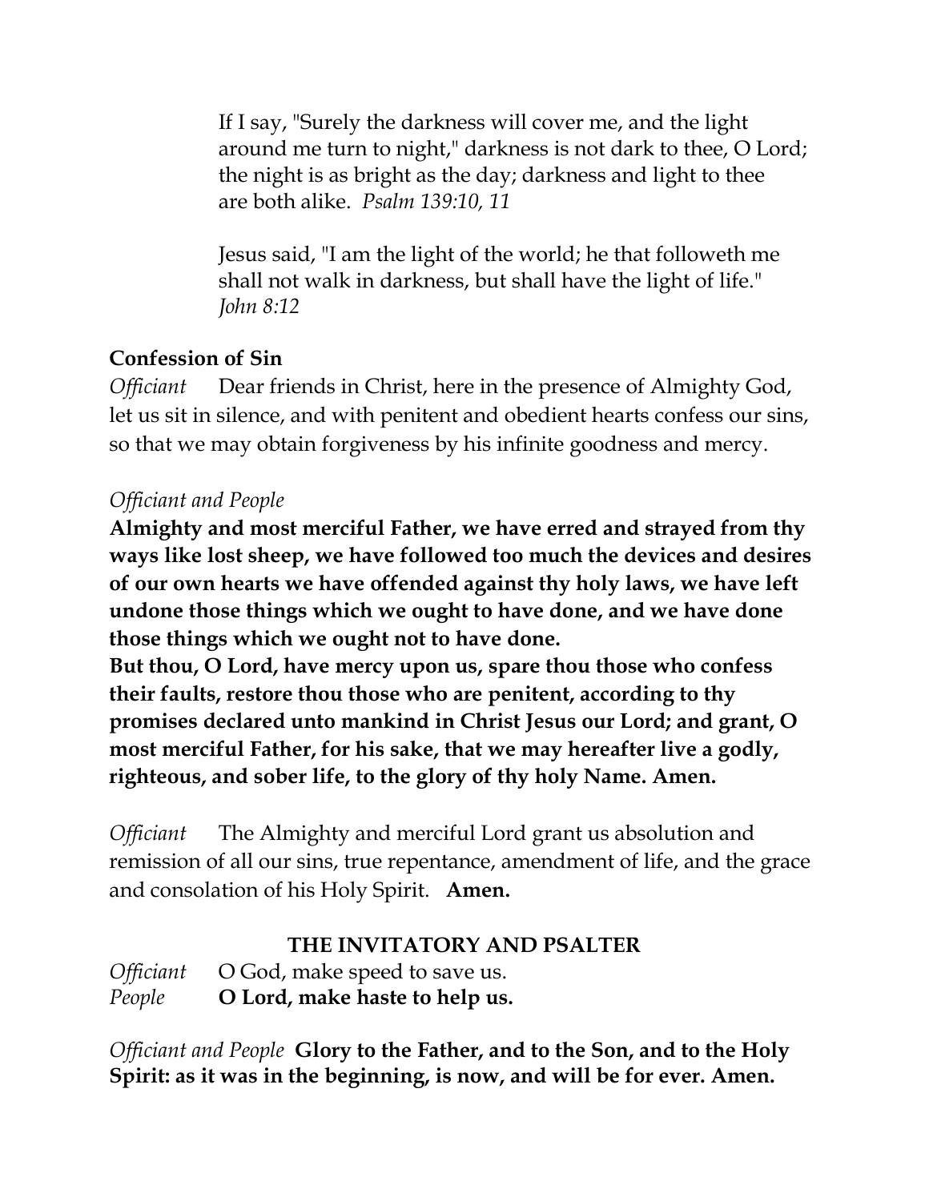If I say, "Surely the darkness will cover me, and the light around me turn to night," darkness is not dark to thee, O Lord; the night is as bright as the day; darkness and light to thee are both alike. *Psalm 139:10, 11*

Jesus said, "I am the light of the world; he that followeth me shall not walk in darkness, but shall have the light of life." *John 8:12*

**Confession of Sin**

*Officiant* Dear friends in Christ, here in the presence of Almighty God, let us sit in silence, and with penitent and obedient hearts confess our sins, so that we may obtain forgiveness by his infinite goodness and mercy.

*Officiant and People*

**Almighty and most merciful Father, we have erred and strayed from thy ways like lost sheep, we have followed too much the devices and desires of our own hearts we have offended against thy holy laws, we have left undone those things which we ought to have done, and we have done those things which we ought not to have done.**

**But thou, O Lord, have mercy upon us, spare thou those who confess their faults, restore thou those who are penitent, according to thy promises declared unto mankind in Christ Jesus our Lord; and grant, O most merciful Father, for his sake, that we may hereafter live a godly, righteous, and sober life, to the glory of thy holy Name. Amen.**

*Officiant* The Almighty and merciful Lord grant us absolution and remission of all our sins, true repentance, amendment of life, and the grace and consolation of his Holy Spirit. **Amen.**

## THE INVITATORY AND PSALTER

*Officiant* O God, make speed to save us.

*People* **O Lord, make haste to help us.**

*Officiant and People* **Glory to the Father, and to the Son, and to the Holy Spirit: as it was in the beginning, is now, and will be for ever. Amen.**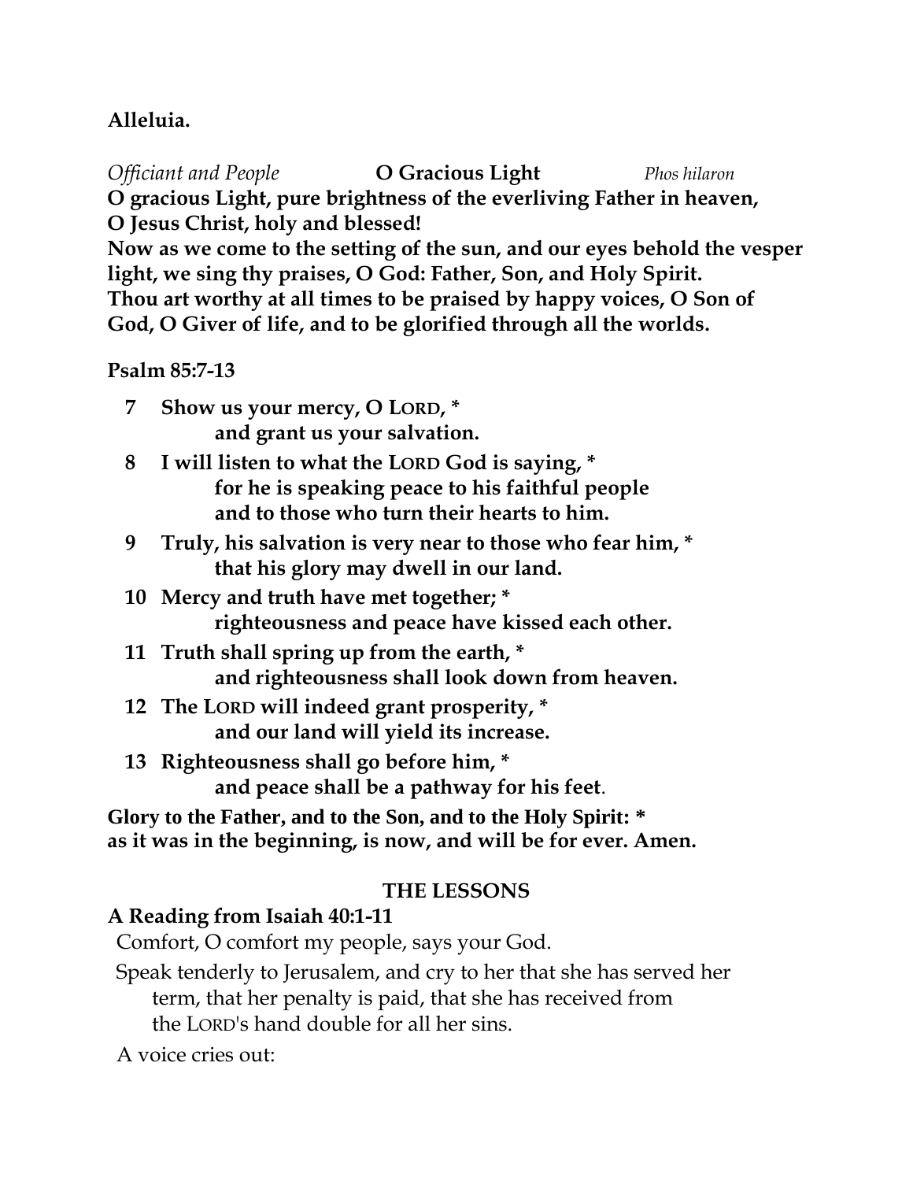**Alleluia.**

*Officiant and People* **O Gracious Light** *Phos hilaron*

**O gracious Light, pure brightness of the everliving Father in heaven,**
**O Jesus Christ, holy and blessed!**
**Now as we come to the setting of the sun, and our eyes behold the vesper light, we sing thy praises, O God: Father, Son, and Holy Spirit.**
**Thou art worthy at all times to be praised by happy voices, O Son of God, O Giver of life, and to be glorified through all the worlds.**

**Psalm 85:7-13**

**7 Show us your mercy, O LORD, \***
**and grant us your salvation.**

**8 I will listen to what the LORD God is saying, \***
**for he is speaking peace to his faithful people**
**and to those who turn their hearts to him.**

**9 Truly, his salvation is very near to those who fear him, \***
**that his glory may dwell in our land.**

**10 Mercy and truth have met together; \***
**righteousness and peace have kissed each other.**

**11 Truth shall spring up from the earth, \***
**and righteousness shall look down from heaven.**

**12 The LORD will indeed grant prosperity, \***
**and our land will yield its increase.**

**13 Righteousness shall go before him, \***
**and peace shall be a pathway for his feet.**

**Glory to the Father, and to the Son, and to the Holy Spirit: \***
**as it was in the beginning, is now, and will be for ever. Amen.**

## THE LESSONS

**A Reading from Isaiah 40:1-11**

Comfort, O comfort my people, says your God.

Speak tenderly to Jerusalem, and cry to her that she has served her term, that her penalty is paid, that she has received from the LORD's hand double for all her sins.

A voice cries out: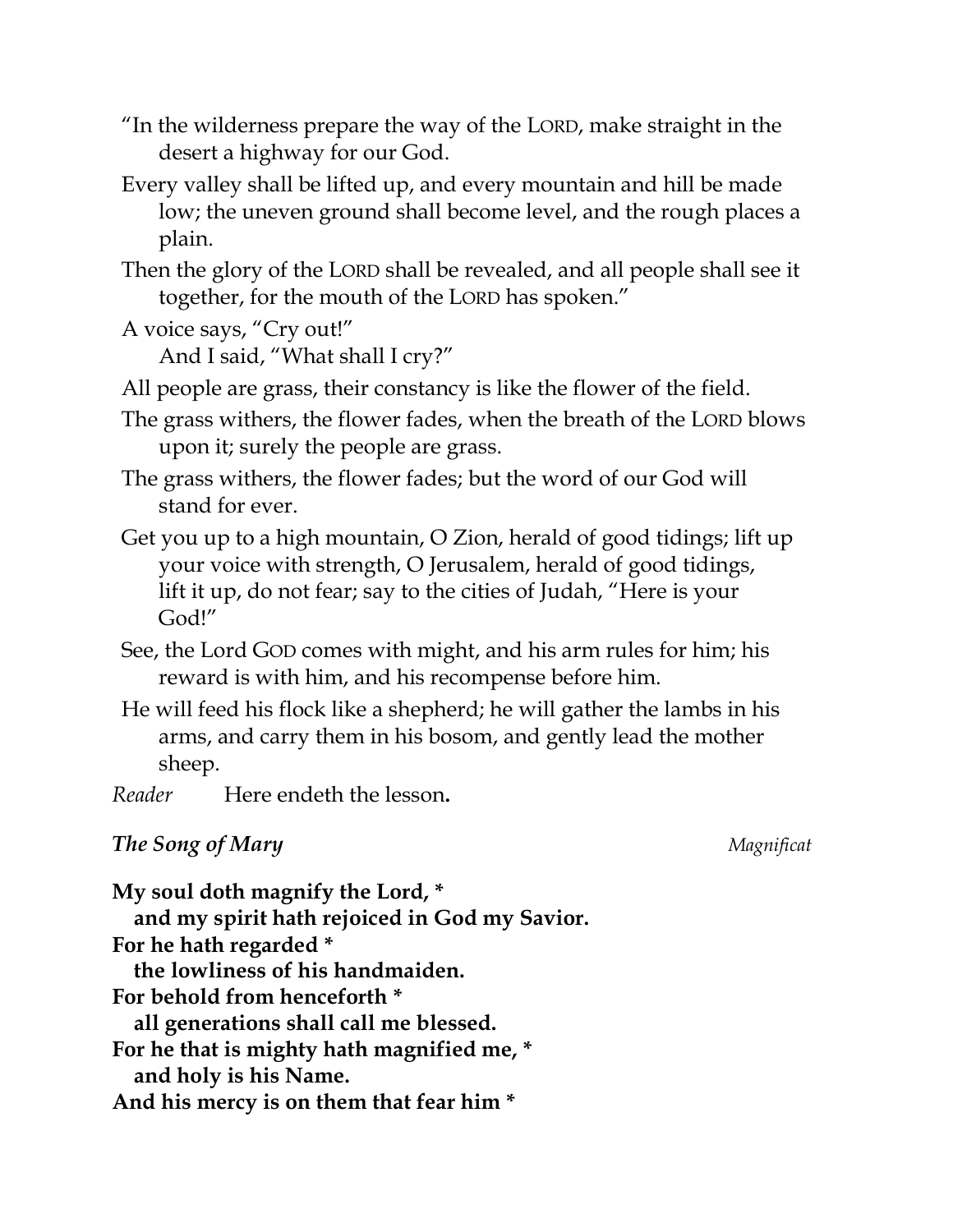"In the wilderness prepare the way of the LORD, make straight in the desert a highway for our God.

Every valley shall be lifted up, and every mountain and hill be made low; the uneven ground shall become level, and the rough places a plain.

Then the glory of the LORD shall be revealed, and all people shall see it together, for the mouth of the LORD has spoken."

A voice says, "Cry out!"
And I said, "What shall I cry?"

All people are grass, their constancy is like the flower of the field.

The grass withers, the flower fades, when the breath of the LORD blows upon it; surely the people are grass.

The grass withers, the flower fades; but the word of our God will stand for ever.

Get you up to a high mountain, O Zion, herald of good tidings; lift up your voice with strength, O Jerusalem, herald of good tidings, lift it up, do not fear; say to the cities of Judah, "Here is your God!"

See, the Lord GOD comes with might, and his arm rules for him; his reward is with him, and his recompense before him.

He will feed his flock like a shepherd; he will gather the lambs in his arms, and carry them in his bosom, and gently lead the mother sheep.

*Reader* Here endeth the lesson**.**

### *The Song of Mary* — *Magnificat*

**My soul doth magnify the Lord, \***
**and my spirit hath rejoiced in God my Savior.**
**For he hath regarded \***
**the lowliness of his handmaiden.**
**For behold from henceforth \***
**all generations shall call me blessed.**
**For he that is mighty hath magnified me, \***
**and holy is his Name.**
**And his mercy is on them that fear him \***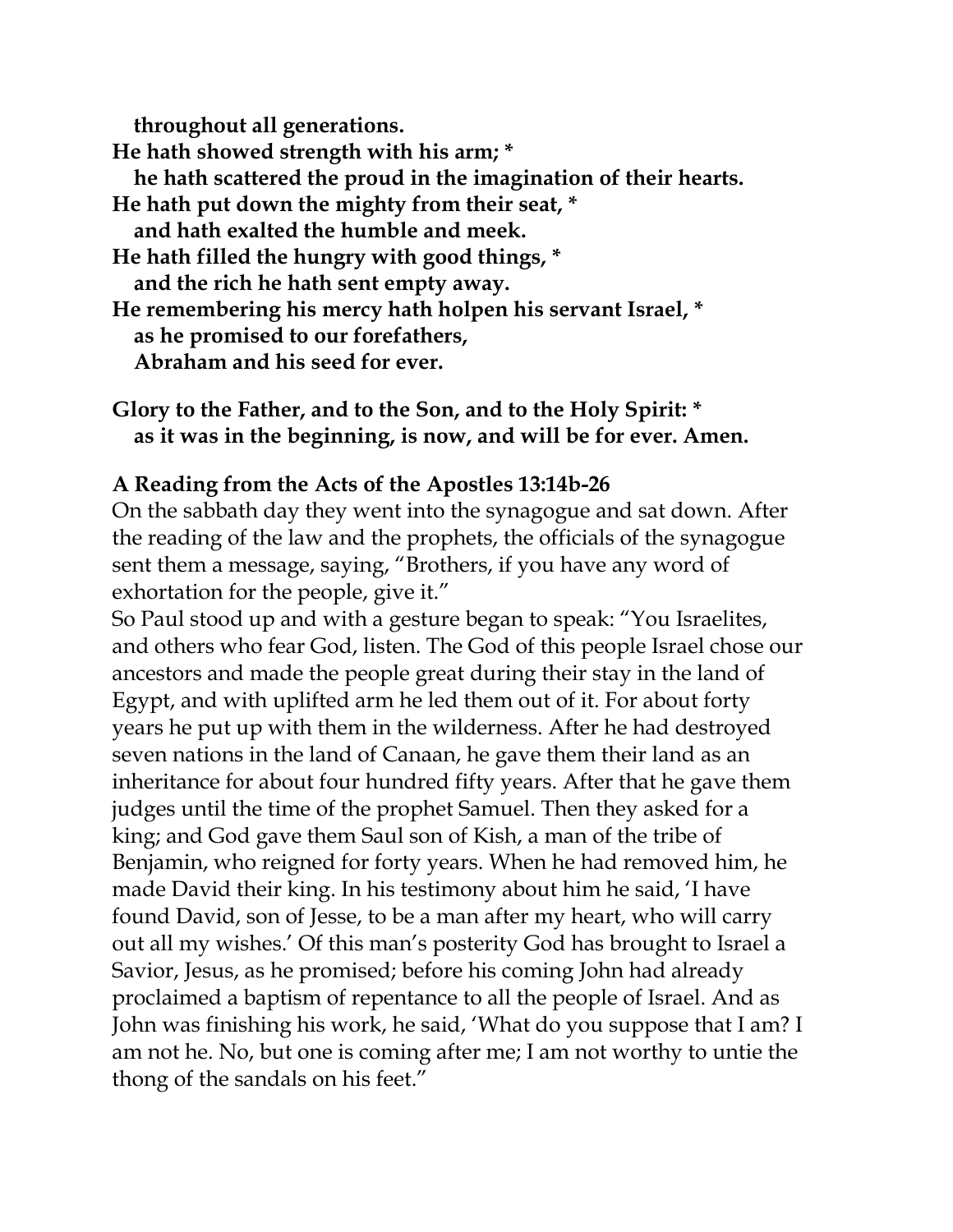**throughout all generations.**
**He hath showed strength with his arm; ***
**he hath scattered the proud in the imagination of their hearts.**
**He hath put down the mighty from their seat, ***
**and hath exalted the humble and meek.**
**He hath filled the hungry with good things, ***
**and the rich he hath sent empty away.**
**He remembering his mercy hath holpen his servant Israel, ***
**as he promised to our forefathers,**
**Abraham and his seed for ever.**

**Glory to the Father, and to the Son, and to the Holy Spirit: ***
**as it was in the beginning, is now, and will be for ever. Amen.**

**A Reading from the Acts of the Apostles 13:14b-26**

On the sabbath day they went into the synagogue and sat down. After the reading of the law and the prophets, the officials of the synagogue sent them a message, saying, "Brothers, if you have any word of exhortation for the people, give it."

So Paul stood up and with a gesture began to speak: "You Israelites, and others who fear God, listen. The God of this people Israel chose our ancestors and made the people great during their stay in the land of Egypt, and with uplifted arm he led them out of it. For about forty years he put up with them in the wilderness. After he had destroyed seven nations in the land of Canaan, he gave them their land as an inheritance for about four hundred fifty years. After that he gave them judges until the time of the prophet Samuel. Then they asked for a king; and God gave them Saul son of Kish, a man of the tribe of Benjamin, who reigned for forty years. When he had removed him, he made David their king. In his testimony about him he said, 'I have found David, son of Jesse, to be a man after my heart, who will carry out all my wishes.' Of this man's posterity God has brought to Israel a Savior, Jesus, as he promised; before his coming John had already proclaimed a baptism of repentance to all the people of Israel. And as John was finishing his work, he said, 'What do you suppose that I am? I am not he. No, but one is coming after me; I am not worthy to untie the thong of the sandals on his feet."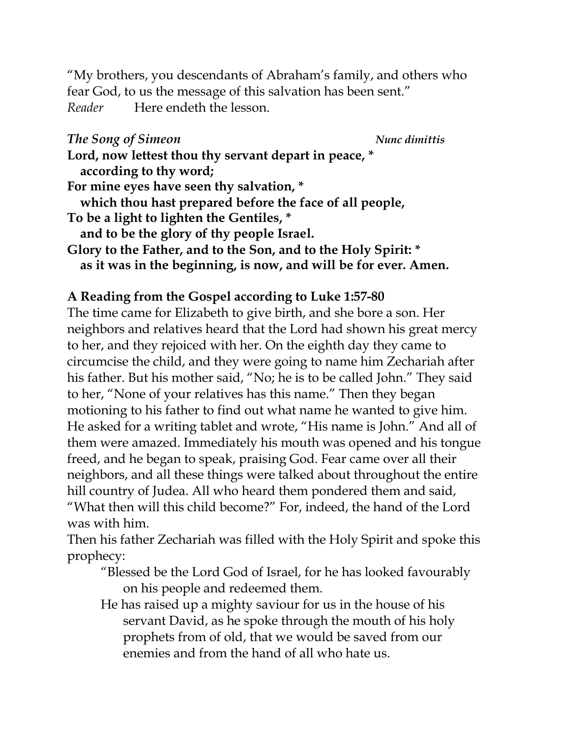"My brothers, you descendants of Abraham's family, and others who fear God, to us the message of this salvation has been sent."
*Reader* Here endeth the lesson.

***The Song of Simeon*** *Nunc dimittis*

**Lord, now lettest thou thy servant depart in peace, *
according to thy word;
For mine eyes have seen thy salvation, *
which thou hast prepared before the face of all people,
To be a light to lighten the Gentiles, *
and to be the glory of thy people Israel.
Glory to the Father, and to the Son, and to the Holy Spirit: *
as it was in the beginning, is now, and will be for ever. Amen.**

**A Reading from the Gospel according to Luke 1:57-80**

The time came for Elizabeth to give birth, and she bore a son. Her neighbors and relatives heard that the Lord had shown his great mercy to her, and they rejoiced with her. On the eighth day they came to circumcise the child, and they were going to name him Zechariah after his father. But his mother said, "No; he is to be called John." They said to her, "None of your relatives has this name." Then they began motioning to his father to find out what name he wanted to give him. He asked for a writing tablet and wrote, "His name is John." And all of them were amazed. Immediately his mouth was opened and his tongue freed, and he began to speak, praising God. Fear came over all their neighbors, and all these things were talked about throughout the entire hill country of Judea. All who heard them pondered them and said, "What then will this child become?" For, indeed, the hand of the Lord was with him.

Then his father Zechariah was filled with the Holy Spirit and spoke this prophecy:

"Blessed be the Lord God of Israel, for he has looked favourably on his people and redeemed them.
He has raised up a mighty saviour for us in the house of his servant David, as he spoke through the mouth of his holy prophets from of old, that we would be saved from our enemies and from the hand of all who hate us.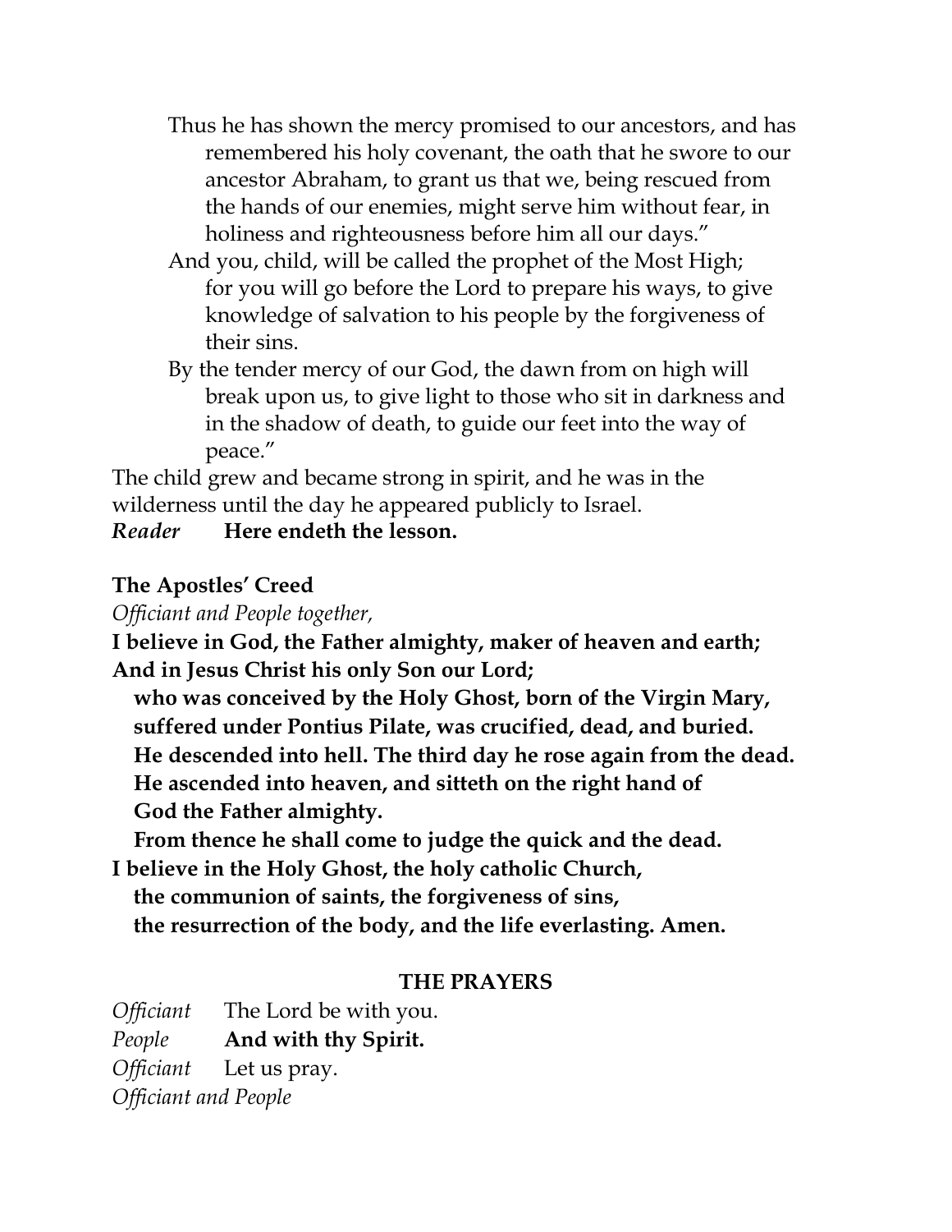Thus he has shown the mercy promised to our ancestors, and has remembered his holy covenant, the oath that he swore to our ancestor Abraham, to grant us that we, being rescued from the hands of our enemies, might serve him without fear, in holiness and righteousness before him all our days."

And you, child, will be called the prophet of the Most High; for you will go before the Lord to prepare his ways, to give knowledge of salvation to his people by the forgiveness of their sins.

By the tender mercy of our God, the dawn from on high will break upon us, to give light to those who sit in darkness and in the shadow of death, to guide our feet into the way of peace."

The child grew and became strong in spirit, and he was in the wilderness until the day he appeared publicly to Israel.

*Reader* **Here endeth the lesson.**

**The Apostles' Creed**

*Officiant and People together,*

**I believe in God, the Father almighty, maker of heaven and earth;**
**And in Jesus Christ his only Son our Lord;**
**who was conceived by the Holy Ghost, born of the Virgin Mary,**
**suffered under Pontius Pilate, was crucified, dead, and buried.**
**He descended into hell. The third day he rose again from the dead.**
**He ascended into heaven, and sitteth on the right hand of God the Father almighty.**
**From thence he shall come to judge the quick and the dead.**
**I believe in the Holy Ghost, the holy catholic Church,**
**the communion of saints, the forgiveness of sins,**
**the resurrection of the body, and the life everlasting. Amen.**

## THE PRAYERS

*Officiant* The Lord be with you.
*People* **And with thy Spirit.**
*Officiant* Let us pray.
*Officiant and People*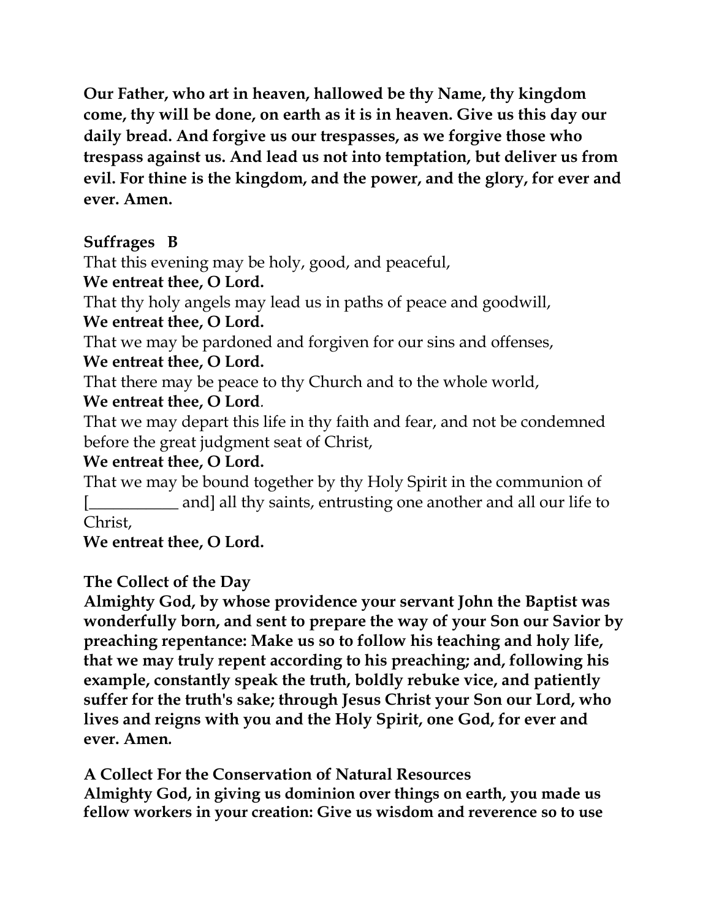**Our Father, who art in heaven, hallowed be thy Name, thy kingdom come, thy will be done, on earth as it is in heaven. Give us this day our daily bread. And forgive us our trespasses, as we forgive those who trespass against us. And lead us not into temptation, but deliver us from evil. For thine is the kingdom, and the power, and the glory, for ever and ever. Amen.**

**Suffrages B**

That this evening may be holy, good, and peaceful,
**We entreat thee, O Lord.**
That thy holy angels may lead us in paths of peace and goodwill,
**We entreat thee, O Lord.**
That we may be pardoned and forgiven for our sins and offenses,
**We entreat thee, O Lord.**
That there may be peace to thy Church and to the whole world,
**We entreat thee, O Lord**.
That we may depart this life in thy faith and fear, and not be condemned before the great judgment seat of Christ,
**We entreat thee, O Lord.**
That we may be bound together by thy Holy Spirit in the communion of [___________ and] all thy saints, entrusting one another and all our life to Christ,
**We entreat thee, O Lord.**

**The Collect of the Day**

**Almighty God, by whose providence your servant John the Baptist was wonderfully born, and sent to prepare the way of your Son our Savior by preaching repentance: Make us so to follow his teaching and holy life, that we may truly repent according to his preaching; and, following his example, constantly speak the truth, boldly rebuke vice, and patiently suffer for the truth's sake; through Jesus Christ your Son our Lord, who lives and reigns with you and the Holy Spirit, one God, for ever and ever. Amen.**

**A Collect For the Conservation of Natural Resources**

**Almighty God, in giving us dominion over things on earth, you made us fellow workers in your creation: Give us wisdom and reverence so to use**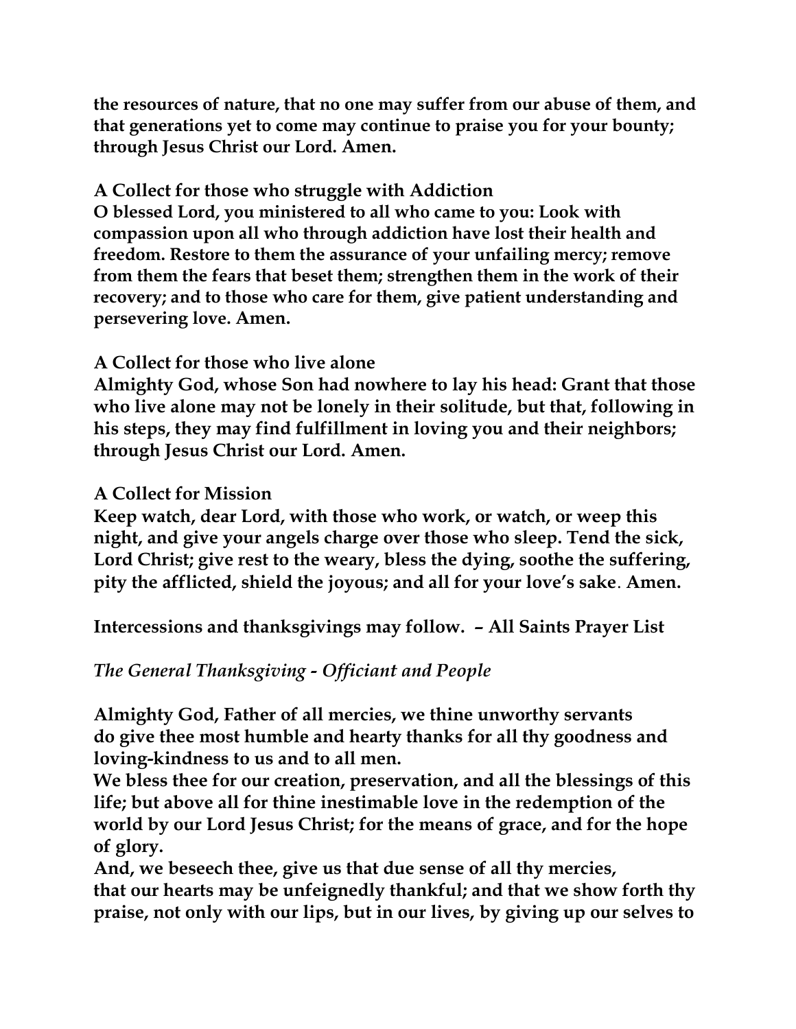**the resources of nature, that no one may suffer from our abuse of them, and that generations yet to come may continue to praise you for your bounty; through Jesus Christ our Lord. Amen.**

**A Collect for those who struggle with Addiction**
**O blessed Lord, you ministered to all who came to you: Look with compassion upon all who through addiction have lost their health and freedom. Restore to them the assurance of your unfailing mercy; remove from them the fears that beset them; strengthen them in the work of their recovery; and to those who care for them, give patient understanding and persevering love. Amen.**

**A Collect for those who live alone**
**Almighty God, whose Son had nowhere to lay his head: Grant that those who live alone may not be lonely in their solitude, but that, following in his steps, they may find fulfillment in loving you and their neighbors; through Jesus Christ our Lord. Amen.**

**A Collect for Mission**
**Keep watch, dear Lord, with those who work, or watch, or weep this night, and give your angels charge over those who sleep. Tend the sick, Lord Christ; give rest to the weary, bless the dying, soothe the suffering, pity the afflicted, shield the joyous; and all for your love's sake. Amen.**

**Intercessions and thanksgivings may follow. – All Saints Prayer List**

*The General Thanksgiving - Officiant and People*

**Almighty God, Father of all mercies, we thine unworthy servants do give thee most humble and hearty thanks for all thy goodness and loving-kindness to us and to all men.**
**We bless thee for our creation, preservation, and all the blessings of this life; but above all for thine inestimable love in the redemption of the world by our Lord Jesus Christ; for the means of grace, and for the hope of glory.**
**And, we beseech thee, give us that due sense of all thy mercies, that our hearts may be unfeignedly thankful; and that we show forth thy praise, not only with our lips, but in our lives, by giving up our selves to**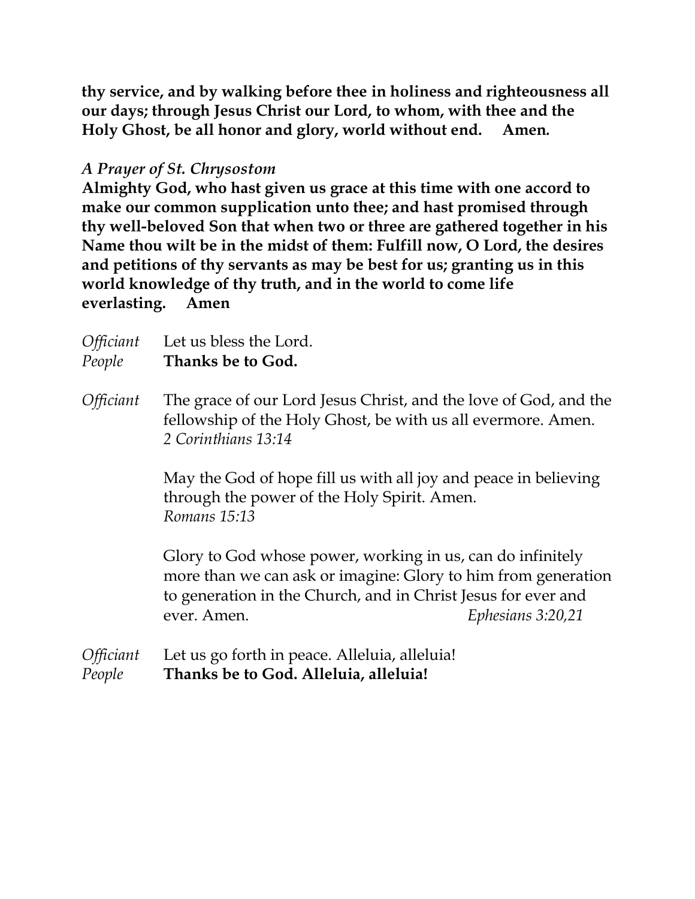**thy service, and by walking before thee in holiness and righteousness all our days; through Jesus Christ our Lord, to whom, with thee and the Holy Ghost, be all honor and glory, world without end. Amen.**

*A Prayer of St. Chrysostom*

**Almighty God, who hast given us grace at this time with one accord to make our common supplication unto thee; and hast promised through thy well-beloved Son that when two or three are gathered together in his Name thou wilt be in the midst of them: Fulfill now, O Lord, the desires and petitions of thy servants as may be best for us; granting us in this world knowledge of thy truth, and in the world to come life everlasting. Amen**

*Officiant* Let us bless the Lord.
*People* **Thanks be to God.**

*Officiant* The grace of our Lord Jesus Christ, and the love of God, and the fellowship of the Holy Ghost, be with us all evermore. Amen.
*2 Corinthians 13:14*

May the God of hope fill us with all joy and peace in believing through the power of the Holy Spirit. Amen.
*Romans 15:13*

Glory to God whose power, working in us, can do infinitely more than we can ask or imagine: Glory to him from generation to generation in the Church, and in Christ Jesus for ever and ever. Amen. *Ephesians 3:20,21*

*Officiant* Let us go forth in peace. Alleluia, alleluia!
*People* **Thanks be to God. Alleluia, alleluia!**